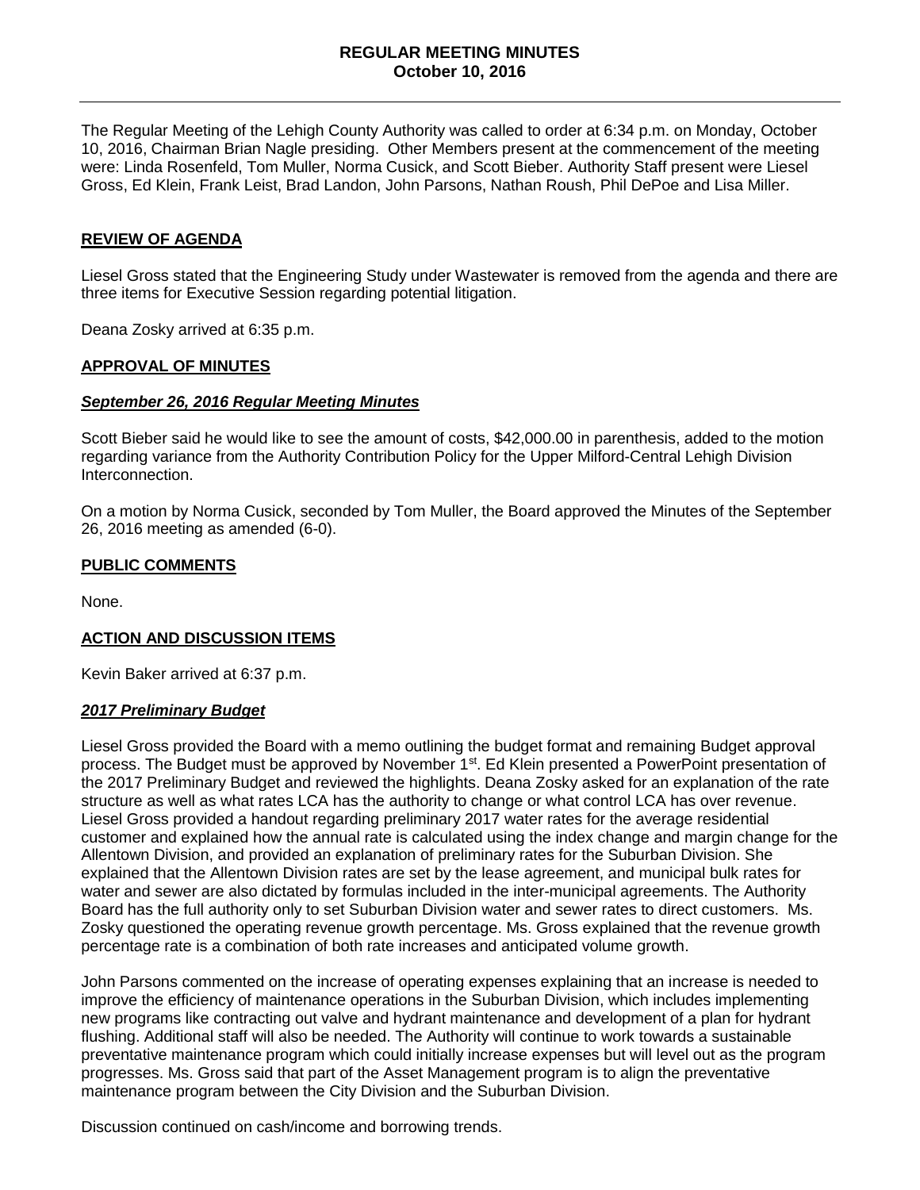# REGULAR MEETING MINUTES
## October 10, 2016

The Regular Meeting of the Lehigh County Authority was called to order at 6:34 p.m. on Monday, October 10, 2016, Chairman Brian Nagle presiding. Other Members present at the commencement of the meeting were: Linda Rosenfeld, Tom Muller, Norma Cusick, and Scott Bieber. Authority Staff present were Liesel Gross, Ed Klein, Frank Leist, Brad Landon, John Parsons, Nathan Roush, Phil DePoe and Lisa Miller.

**REVIEW OF AGENDA**

Liesel Gross stated that the Engineering Study under Wastewater is removed from the agenda and there are three items for Executive Session regarding potential litigation.

Deana Zosky arrived at 6:35 p.m.

**APPROVAL OF MINUTES**

***September 26, 2016 Regular Meeting Minutes***

Scott Bieber said he would like to see the amount of costs, $42,000.00 in parenthesis, added to the motion regarding variance from the Authority Contribution Policy for the Upper Milford-Central Lehigh Division Interconnection.

On a motion by Norma Cusick, seconded by Tom Muller, the Board approved the Minutes of the September 26, 2016 meeting as amended (6-0).

**PUBLIC COMMENTS**

None.

**ACTION AND DISCUSSION ITEMS**

Kevin Baker arrived at 6:37 p.m.

***2017 Preliminary Budget***

Liesel Gross provided the Board with a memo outlining the budget format and remaining Budget approval process. The Budget must be approved by November 1st. Ed Klein presented a PowerPoint presentation of the 2017 Preliminary Budget and reviewed the highlights. Deana Zosky asked for an explanation of the rate structure as well as what rates LCA has the authority to change or what control LCA has over revenue. Liesel Gross provided a handout regarding preliminary 2017 water rates for the average residential customer and explained how the annual rate is calculated using the index change and margin change for the Allentown Division, and provided an explanation of preliminary rates for the Suburban Division. She explained that the Allentown Division rates are set by the lease agreement, and municipal bulk rates for water and sewer are also dictated by formulas included in the inter-municipal agreements. The Authority Board has the full authority only to set Suburban Division water and sewer rates to direct customers. Ms. Zosky questioned the operating revenue growth percentage. Ms. Gross explained that the revenue growth percentage rate is a combination of both rate increases and anticipated volume growth.

John Parsons commented on the increase of operating expenses explaining that an increase is needed to improve the efficiency of maintenance operations in the Suburban Division, which includes implementing new programs like contracting out valve and hydrant maintenance and development of a plan for hydrant flushing. Additional staff will also be needed. The Authority will continue to work towards a sustainable preventative maintenance program which could initially increase expenses but will level out as the program progresses. Ms. Gross said that part of the Asset Management program is to align the preventative maintenance program between the City Division and the Suburban Division.

Discussion continued on cash/income and borrowing trends.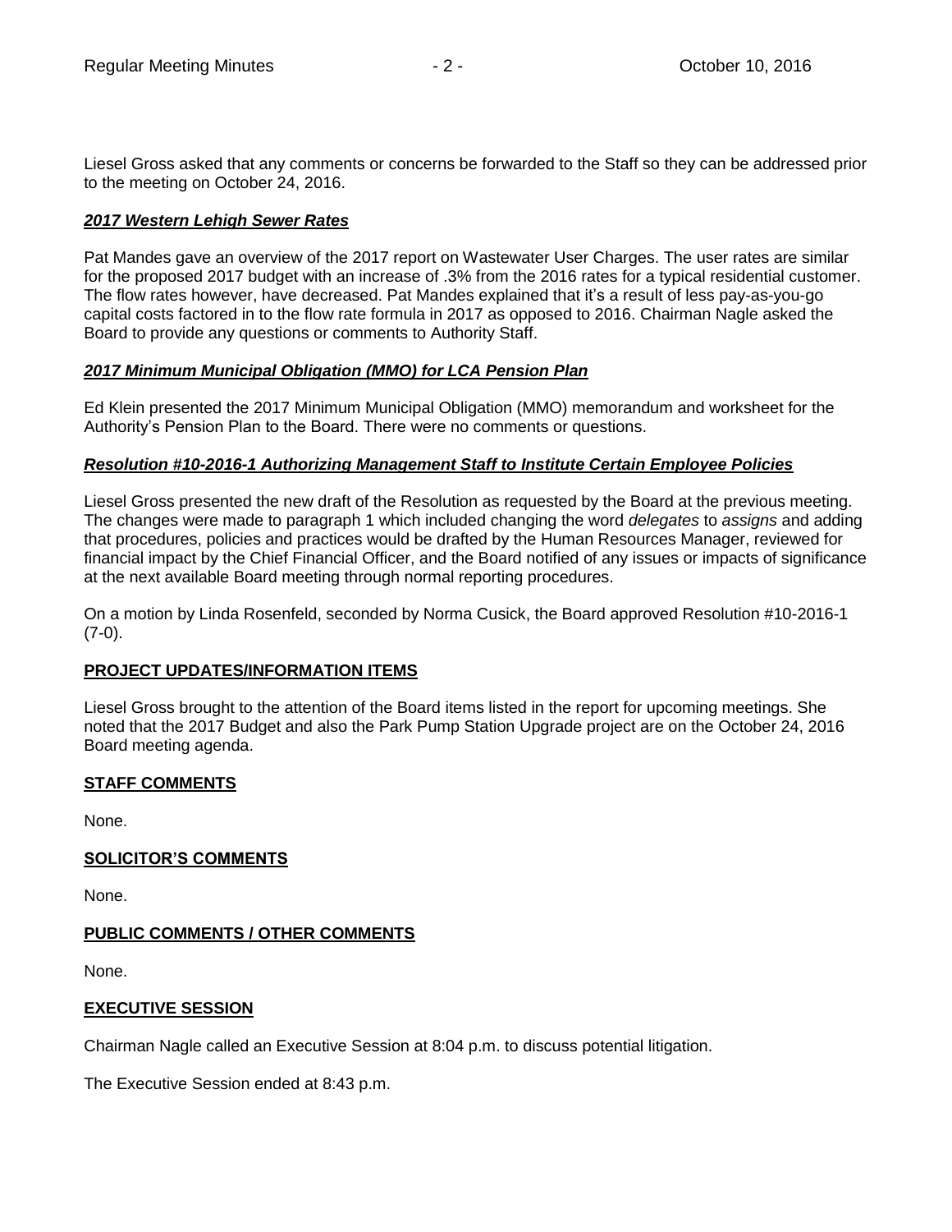Liesel Gross asked that any comments or concerns be forwarded to the Staff so they can be addressed prior to the meeting on October 24, 2016.

***2017 Western Lehigh Sewer Rates***

Pat Mandes gave an overview of the 2017 report on Wastewater User Charges. The user rates are similar for the proposed 2017 budget with an increase of .3% from the 2016 rates for a typical residential customer. The flow rates however, have decreased. Pat Mandes explained that it's a result of less pay-as-you-go capital costs factored in to the flow rate formula in 2017 as opposed to 2016. Chairman Nagle asked the Board to provide any questions or comments to Authority Staff.

***2017 Minimum Municipal Obligation (MMO) for LCA Pension Plan***

Ed Klein presented the 2017 Minimum Municipal Obligation (MMO) memorandum and worksheet for the Authority's Pension Plan to the Board. There were no comments or questions.

***Resolution #10-2016-1 Authorizing Management Staff to Institute Certain Employee Policies***

Liesel Gross presented the new draft of the Resolution as requested by the Board at the previous meeting. The changes were made to paragraph 1 which included changing the word *delegates* to *assigns* and adding that procedures, policies and practices would be drafted by the Human Resources Manager, reviewed for financial impact by the Chief Financial Officer, and the Board notified of any issues or impacts of significance at the next available Board meeting through normal reporting procedures.

On a motion by Linda Rosenfeld, seconded by Norma Cusick, the Board approved Resolution #10-2016-1 (7-0).

**PROJECT UPDATES/INFORMATION ITEMS**

Liesel Gross brought to the attention of the Board items listed in the report for upcoming meetings. She noted that the 2017 Budget and also the Park Pump Station Upgrade project are on the October 24, 2016 Board meeting agenda.

**STAFF COMMENTS**

None.

**SOLICITOR'S COMMENTS**

None.

**PUBLIC COMMENTS / OTHER COMMENTS**

None.

**EXECUTIVE SESSION**

Chairman Nagle called an Executive Session at 8:04 p.m. to discuss potential litigation.

The Executive Session ended at 8:43 p.m.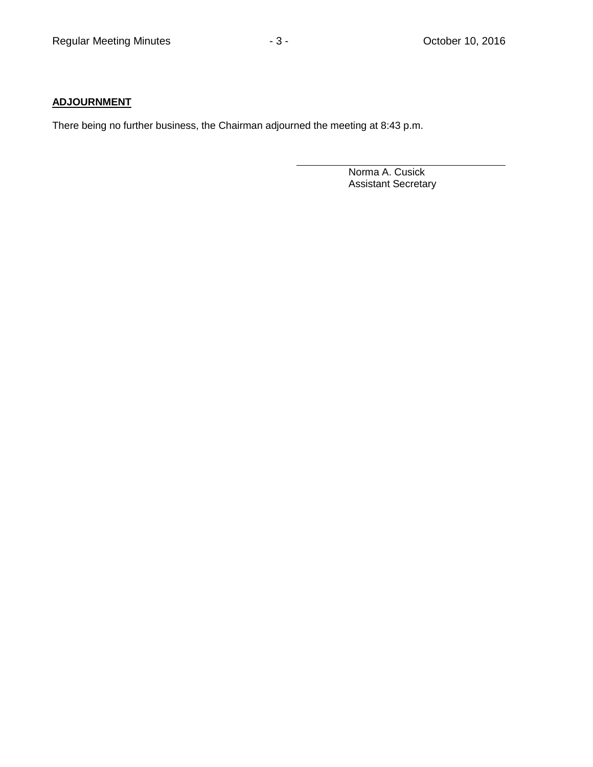**ADJOURNMENT**

There being no further business, the Chairman adjourned the meeting at 8:43 p.m.

Norma A. Cusick
Assistant Secretary